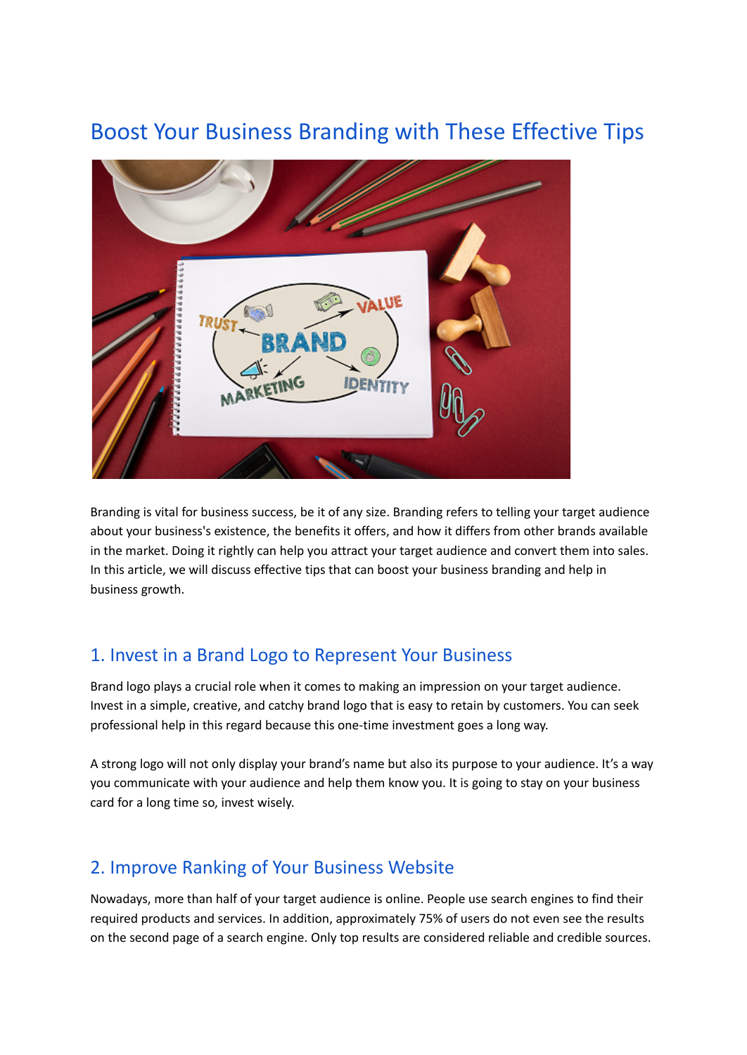# Boost Your Business Branding with These Effective Tips

Branding is vital for business success, be it of any size. Branding refers to telling your target audience about your business's existence, the benefits it offers, and how it differs from other brands available in the market. Doing it rightly can help you attract your target audience and convert them into sales. In this article, we will discuss effective tips that can boost your business branding and help in business growth.

## 1. Invest in a Brand Logo to Represent Your Business

Brand logo plays a crucial role when it comes to making an impression on your target audience. Invest in a simple, creative, and catchy brand logo that is easy to retain by customers. You can seek professional help in this regard because this one-time investment goes a long way.

A strong logo will not only display your brand's name but also its purpose to your audience. It's a way you communicate with your audience and help them know you. It is going to stay on your business card for a long time so, invest wisely.

## 2. Improve Ranking of Your Business Website

Nowadays, more than half of your target audience is online. People use search engines to find their required products and services. In addition, approximately 75% of users do not even see the results on the second page of a search engine. Only top results are considered reliable and credible sources.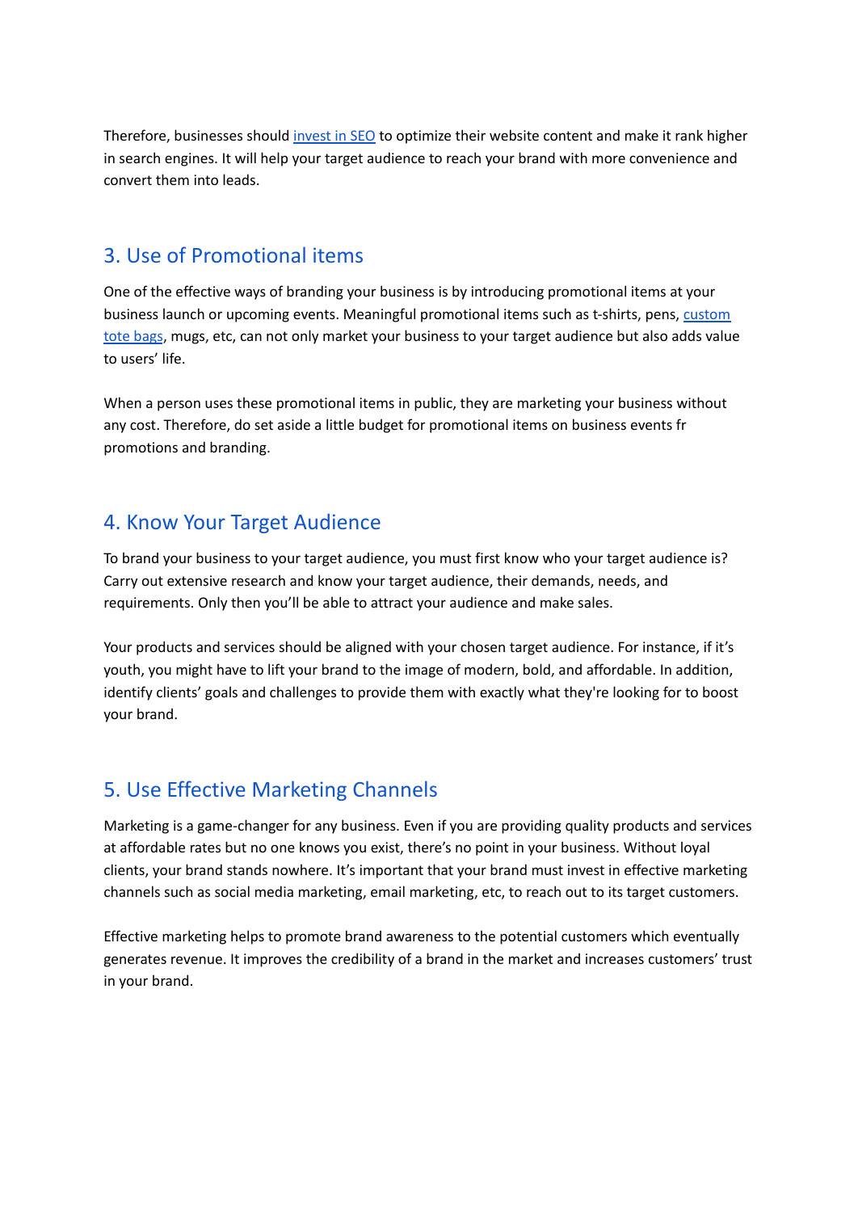Therefore, businesses should [invest in SEO]() to optimize their website content and make it rank higher in search engines. It will help your target audience to reach your brand with more convenience and convert them into leads.

## 3. Use of Promotional items

One of the effective ways of branding your business is by introducing promotional items at your business launch or upcoming events. Meaningful promotional items such as t-shirts, pens, [custom tote bags](), mugs, etc, can not only market your business to your target audience but also adds value to users' life.

When a person uses these promotional items in public, they are marketing your business without any cost. Therefore, do set aside a little budget for promotional items on business events fr promotions and branding.

## 4. Know Your Target Audience

To brand your business to your target audience, you must first know who your target audience is? Carry out extensive research and know your target audience, their demands, needs, and requirements. Only then you'll be able to attract your audience and make sales.

Your products and services should be aligned with your chosen target audience. For instance, if it's youth, you might have to lift your brand to the image of modern, bold, and affordable. In addition, identify clients' goals and challenges to provide them with exactly what they're looking for to boost your brand.

## 5. Use Effective Marketing Channels

Marketing is a game-changer for any business. Even if you are providing quality products and services at affordable rates but no one knows you exist, there's no point in your business. Without loyal clients, your brand stands nowhere. It's important that your brand must invest in effective marketing channels such as social media marketing, email marketing, etc, to reach out to its target customers.

Effective marketing helps to promote brand awareness to the potential customers which eventually generates revenue. It improves the credibility of a brand in the market and increases customers' trust in your brand.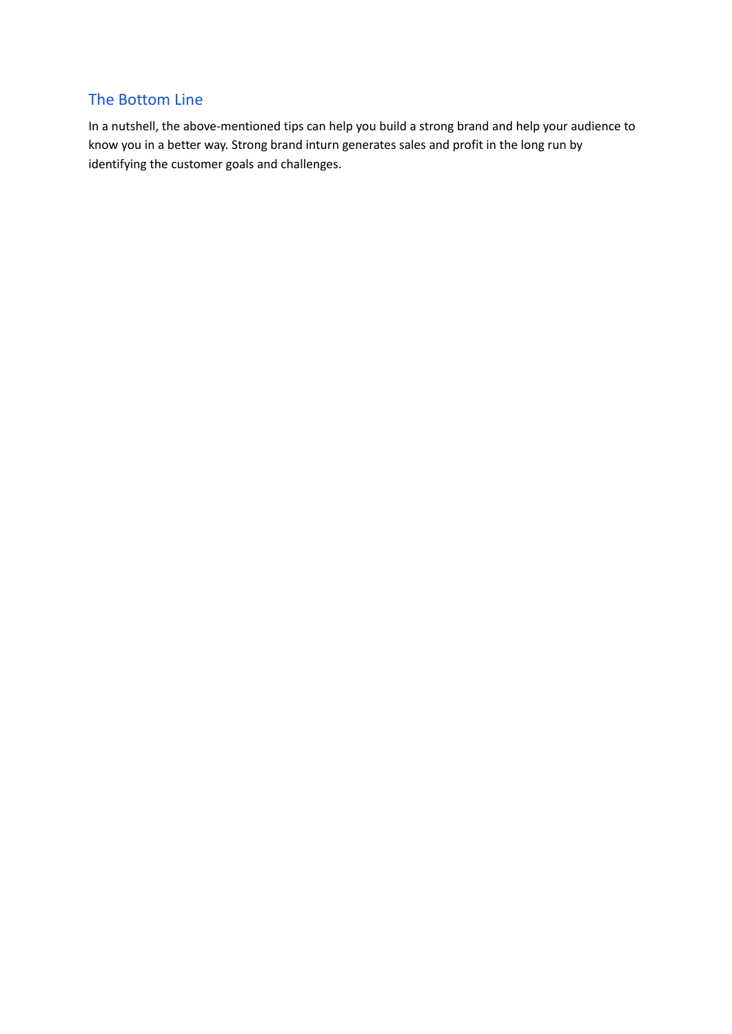## The Bottom Line

In a nutshell, the above-mentioned tips can help you build a strong brand and help your audience to know you in a better way. Strong brand inturn generates sales and profit in the long run by identifying the customer goals and challenges.